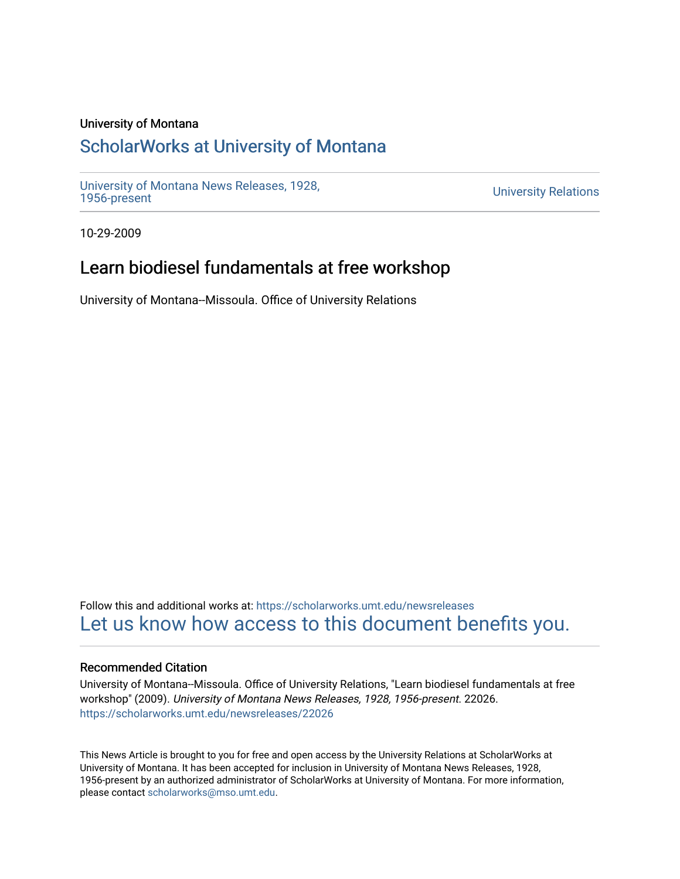University of Montana

# ScholarWorks at University of Montana

University of Montana News Releases, 1928, 1956-present

University Relations

10-29-2009

## Learn biodiesel fundamentals at free workshop

University of Montana--Missoula. Office of University Relations

Follow this and additional works at: https://scholarworks.umt.edu/newsreleases

Let us know how access to this document benefits you.

### Recommended Citation

University of Montana--Missoula. Office of University Relations, "Learn biodiesel fundamentals at free workshop" (2009). *University of Montana News Releases, 1928, 1956-present*. 22026.
https://scholarworks.umt.edu/newsreleases/22026

This News Article is brought to you for free and open access by the University Relations at ScholarWorks at University of Montana. It has been accepted for inclusion in University of Montana News Releases, 1928, 1956-present by an authorized administrator of ScholarWorks at University of Montana. For more information, please contact scholarworks@mso.umt.edu.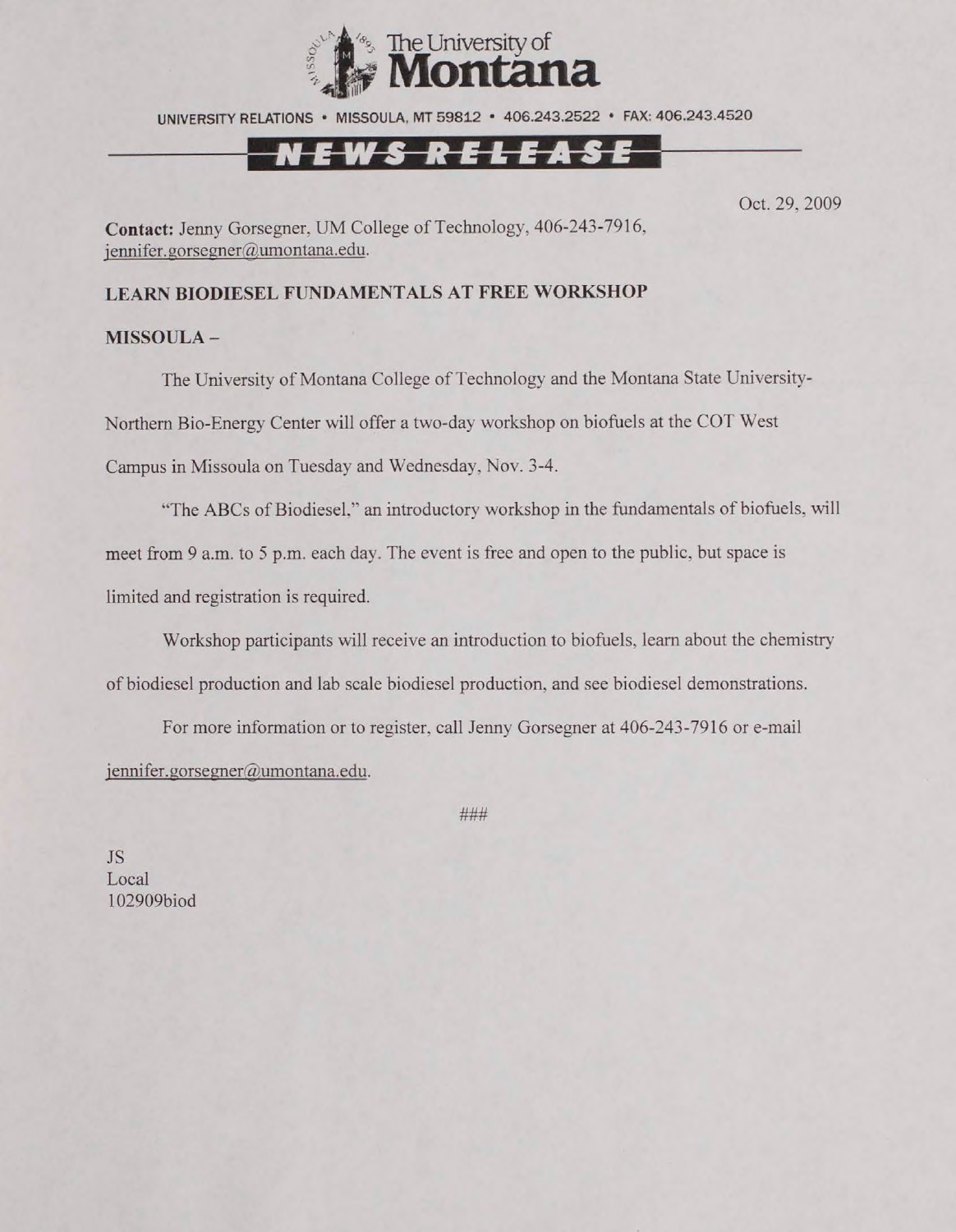The University of Montana

UNIVERSITY RELATIONS • MISSOULA, MT 59812 • 406.243.2522 • FAX: 406.243.4520

**NEWS RELEASE**

Oct. 29, 2009

**Contact:** Jenny Gorsegner, UM College of Technology, 406-243-7916, jennifer.gorsegner@umontana.edu.

**LEARN BIODIESEL FUNDAMENTALS AT FREE WORKSHOP**

**MISSOULA –**

The University of Montana College of Technology and the Montana State University-Northern Bio-Energy Center will offer a two-day workshop on biofuels at the COT West Campus in Missoula on Tuesday and Wednesday, Nov. 3-4.

"The ABCs of Biodiesel," an introductory workshop in the fundamentals of biofuels, will meet from 9 a.m. to 5 p.m. each day. The event is free and open to the public, but space is limited and registration is required.

Workshop participants will receive an introduction to biofuels, learn about the chemistry of biodiesel production and lab scale biodiesel production, and see biodiesel demonstrations.

For more information or to register, call Jenny Gorsegner at 406-243-7916 or e-mail jennifer.gorsegner@umontana.edu.

###

JS
Local
102909biod